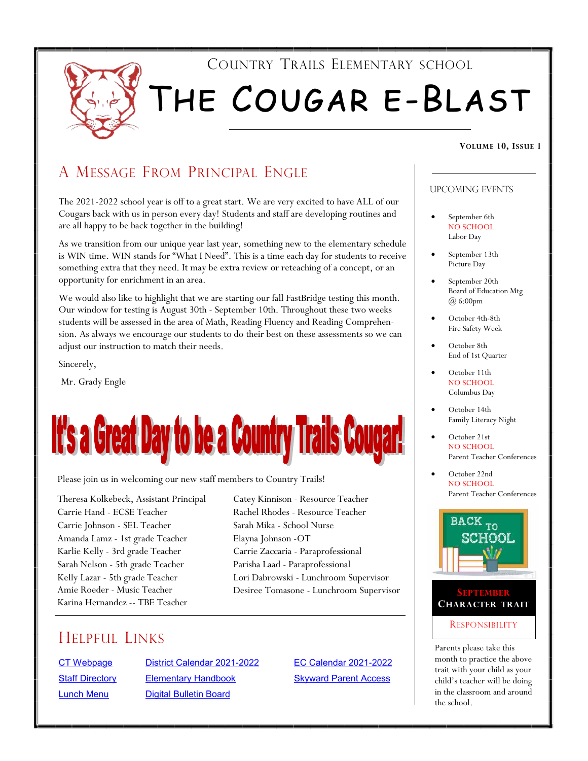Country Trails Elementary School

# The Cougar e-Blast

**Volume 10, Issue 1**

## A Message From Principal Engle

The 2021-2022 school year is off to a great start. We are very excited to have ALL of our Cougars back with us in person every day! Students and staff are developing routines and are all happy to be back together in the building!

As we transition from our unique year last year, something new to the elementary schedule is WIN time. WIN stands for "What I Need". This is a time each day for students to receive something extra that they need. It may be extra review or reteaching of a concept, or an opportunity for enrichment in an area.

We would also like to highlight that we are starting our fall FastBridge testing this month. Our window for testing is August 30th - September 10th. Throughout these two weeks students will be assessed in the area of Math, Reading Fluency and Reading Comprehension. As always we encourage our students to do their best on these assessments so we can adjust our instruction to match their needs.

Sincerely,

Mr. Grady Engle

## It's a Great Day to be a Country Trails Cougar!

Please join us in welcoming our new staff members to Country Trails!

Theresa Kolkebeck, Assistant Principal
Carrie Hand - ECSE Teacher
Carrie Johnson - SEL Teacher
Amanda Lamz - 1st grade Teacher
Karlie Kelly - 3rd grade Teacher
Sarah Nelson - 5th grade Teacher
Kelly Lazar - 5th grade Teacher
Amie Roeder - Music Teacher
Karina Hernandez -- TBE Teacher
Catey Kinnison - Resource Teacher
Rachel Rhodes - Resource Teacher
Sarah Mika - School Nurse
Elayna Johnson -OT
Carrie Zaccaria - Paraprofessional
Parisha Laad - Paraprofessional
Lori Dabrowski - Lunchroom Supervisor
Desiree Tomasone - Lunchroom Supervisor

## Helpful Links

- CT Webpage
- Staff Directory
- Lunch Menu
- District Calendar 2021-2022
- Elementary Handbook
- Digital Bulletin Board
- EC Calendar 2021-2022
- Skyward Parent Access

## Upcoming Events

- September 6th
  NO SCHOOL
  Labor Day
- September 13th
  Picture Day
- September 20th
  Board of Education Mtg @ 6:00pm
- October 4th-8th
  Fire Safety Week
- October 8th
  End of 1st Quarter
- October 11th
  NO SCHOOL
  Columbus Day
- October 14th
  Family Literacy Night
- October 21st
  NO SCHOOL
  Parent Teacher Conferences
- October 22nd
  NO SCHOOL
  Parent Teacher Conferences

BACK TO SCHOOL

### September Character Trait

Responsibility

Parents please take this month to practice the above trait with your child as your child's teacher will be doing in the classroom and around the school.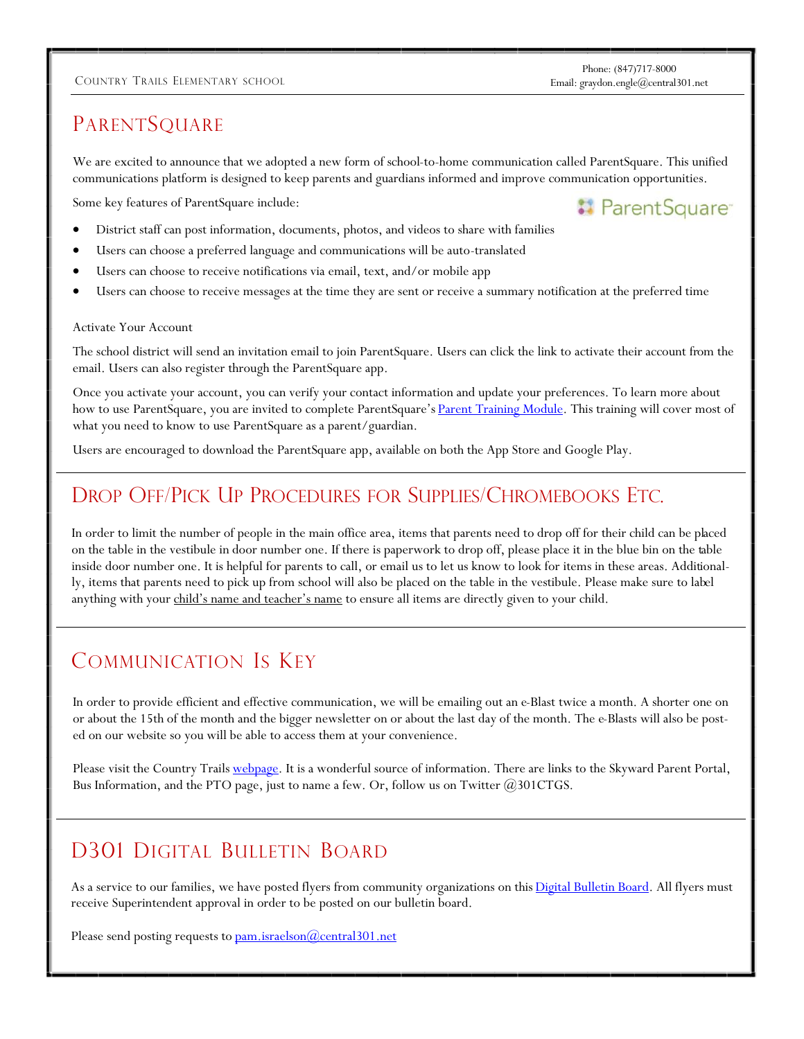## ParentSquare

We are excited to announce that we adopted a new form of school-to-home communication called ParentSquare. This unified communications platform is designed to keep parents and guardians informed and improve communication opportunities.

Some key features of ParentSquare include:

- District staff can post information, documents, photos, and videos to share with families
- Users can choose a preferred language and communications will be auto-translated
- Users can choose to receive notifications via email, text, and/or mobile app
- Users can choose to receive messages at the time they are sent or receive a summary notification at the preferred time

Activate Your Account

The school district will send an invitation email to join ParentSquare. Users can click the link to activate their account from the email. Users can also register through the ParentSquare app.

Once you activate your account, you can verify your contact information and update your preferences. To learn more about how to use ParentSquare, you are invited to complete ParentSquare's Parent Training Module. This training will cover most of what you need to know to use ParentSquare as a parent/guardian.

Users are encouraged to download the ParentSquare app, available on both the App Store and Google Play.

## Drop Off/Pick Up Procedures for Supplies/Chromebooks Etc.

In order to limit the number of people in the main office area, items that parents need to drop off for their child can be placed on the table in the vestibule in door number one. If there is paperwork to drop off, please place it in the blue bin on the table inside door number one. It is helpful for parents to call, or email us to let us know to look for items in these areas. Additionally, items that parents need to pick up from school will also be placed on the table in the vestibule. Please make sure to label anything with your child's name and teacher's name to ensure all items are directly given to your child.

## Communication Is Key

In order to provide efficient and effective communication, we will be emailing out an e-Blast twice a month. A shorter one on or about the 15th of the month and the bigger newsletter on or about the last day of the month. The e-Blasts will also be posted on our website so you will be able to access them at your convenience.

Please visit the Country Trails webpage. It is a wonderful source of information. There are links to the Skyward Parent Portal, Bus Information, and the PTO page, just to name a few. Or, follow us on Twitter @301CTGS.

## D301 Digital Bulletin Board

As a service to our families, we have posted flyers from community organizations on this Digital Bulletin Board. All flyers must receive Superintendent approval in order to be posted on our bulletin board.

Please send posting requests to pam.israelson@central301.net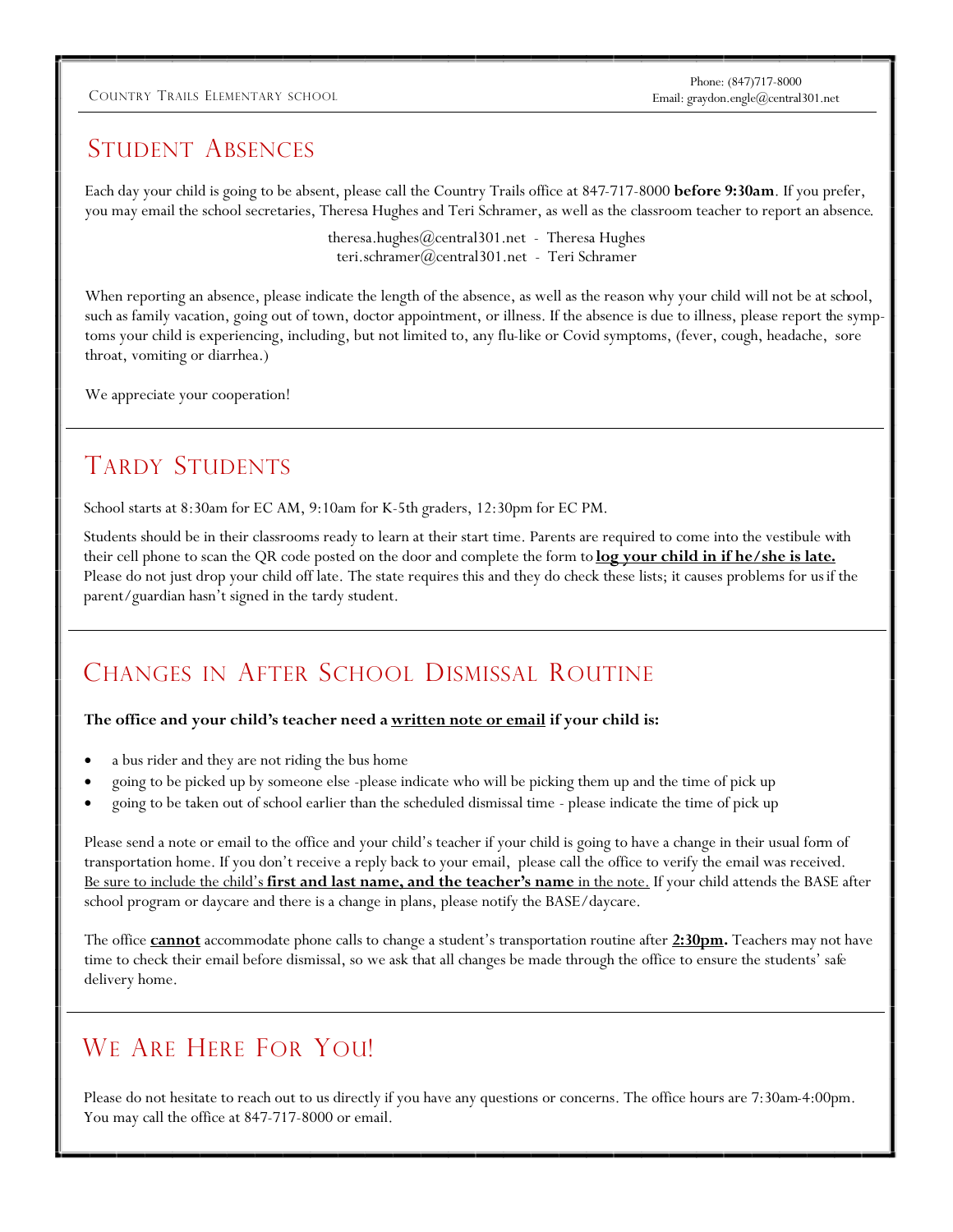## Student Absences

Each day your child is going to be absent, please call the Country Trails office at 847-717-8000 **before 9:30am**. If you prefer, you may email the school secretaries, Theresa Hughes and Teri Schramer, as well as the classroom teacher to report an absence.

theresa.hughes@central301.net - Theresa Hughes
teri.schramer@central301.net - Teri Schramer

When reporting an absence, please indicate the length of the absence, as well as the reason why your child will not be at school, such as family vacation, going out of town, doctor appointment, or illness. If the absence is due to illness, please report the symptoms your child is experiencing, including, but not limited to, any flu-like or Covid symptoms, (fever, cough, headache, sore throat, vomiting or diarrhea.)

We appreciate your cooperation!

## Tardy Students

School starts at 8:30am for EC AM, 9:10am for K-5th graders, 12:30pm for EC PM.

Students should be in their classrooms ready to learn at their start time. Parents are required to come into the vestibule with their cell phone to scan the QR code posted on the door and complete the form to **log your child in if he/she is late.** Please do not just drop your child off late. The state requires this and they do check these lists; it causes problems for us if the parent/guardian hasn't signed in the tardy student.

## Changes in After School Dismissal Routine

**The office and your child's teacher need a written note or email if your child is:**

- a bus rider and they are not riding the bus home
- going to be picked up by someone else -please indicate who will be picking them up and the time of pick up
- going to be taken out of school earlier than the scheduled dismissal time - please indicate the time of pick up

Please send a note or email to the office and your child's teacher if your child is going to have a change in their usual form of transportation home. If you don't receive a reply back to your email, please call the office to verify the email was received. Be sure to include the child's **first and last name, and the teacher's name** in the note. If your child attends the BASE after school program or daycare and there is a change in plans, please notify the BASE/daycare.

The office **cannot** accommodate phone calls to change a student's transportation routine after **2:30pm.** Teachers may not have time to check their email before dismissal, so we ask that all changes be made through the office to ensure the students' safe delivery home.

## We Are Here For You!

Please do not hesitate to reach out to us directly if you have any questions or concerns. The office hours are 7:30am-4:00pm. You may call the office at 847-717-8000 or email.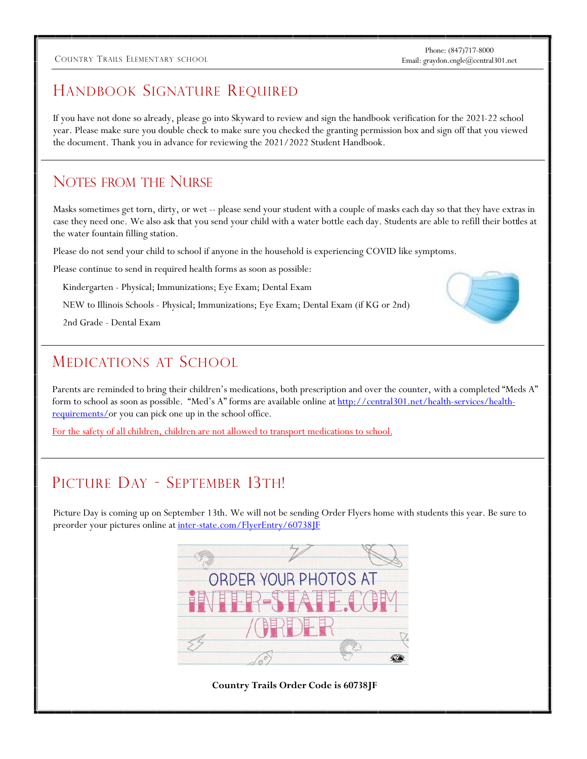Country Trails Elementary school

Phone: (847)717-8000
Email: graydon.engle@central301.net

## Handbook Signature Required

If you have not done so already, please go into Skyward to review and sign the handbook verification for the 2021-22 school year. Please make sure you double check to make sure you checked the granting permission box and sign off that you viewed the document. Thank you in advance for reviewing the 2021/2022 Student Handbook.

## Notes from the Nurse

Masks sometimes get torn, dirty, or wet -- please send your student with a couple of masks each day so that they have extras in case they need one. We also ask that you send your child with a water bottle each day. Students are able to refill their bottles at the water fountain filling station.

Please do not send your child to school if anyone in the household is experiencing COVID like symptoms.

Please continue to send in required health forms as soon as possible:

Kindergarten - Physical; Immunizations; Eye Exam; Dental Exam

NEW to Illinois Schools - Physical; Immunizations; Eye Exam; Dental Exam (if KG or 2nd)

2nd Grade - Dental Exam

## Medications at School

Parents are reminded to bring their children's medications, both prescription and over the counter, with a completed "Meds A" form to school as soon as possible. "Med's A" forms are available online at http://central301.net/health-services/health-requirements/or you can pick one up in the school office.

For the safety of all children, children are not allowed to transport medications to school.

## Picture Day - September 13th!

Picture Day is coming up on September 13th. We will not be sending Order Flyers home with students this year. Be sure to preorder your pictures online at inter-state.com/FlyerEntry/60738JF

ORDER YOUR PHOTOS AT INTER-STATE.COM /ORDER

**Country Trails Order Code is 60738JF**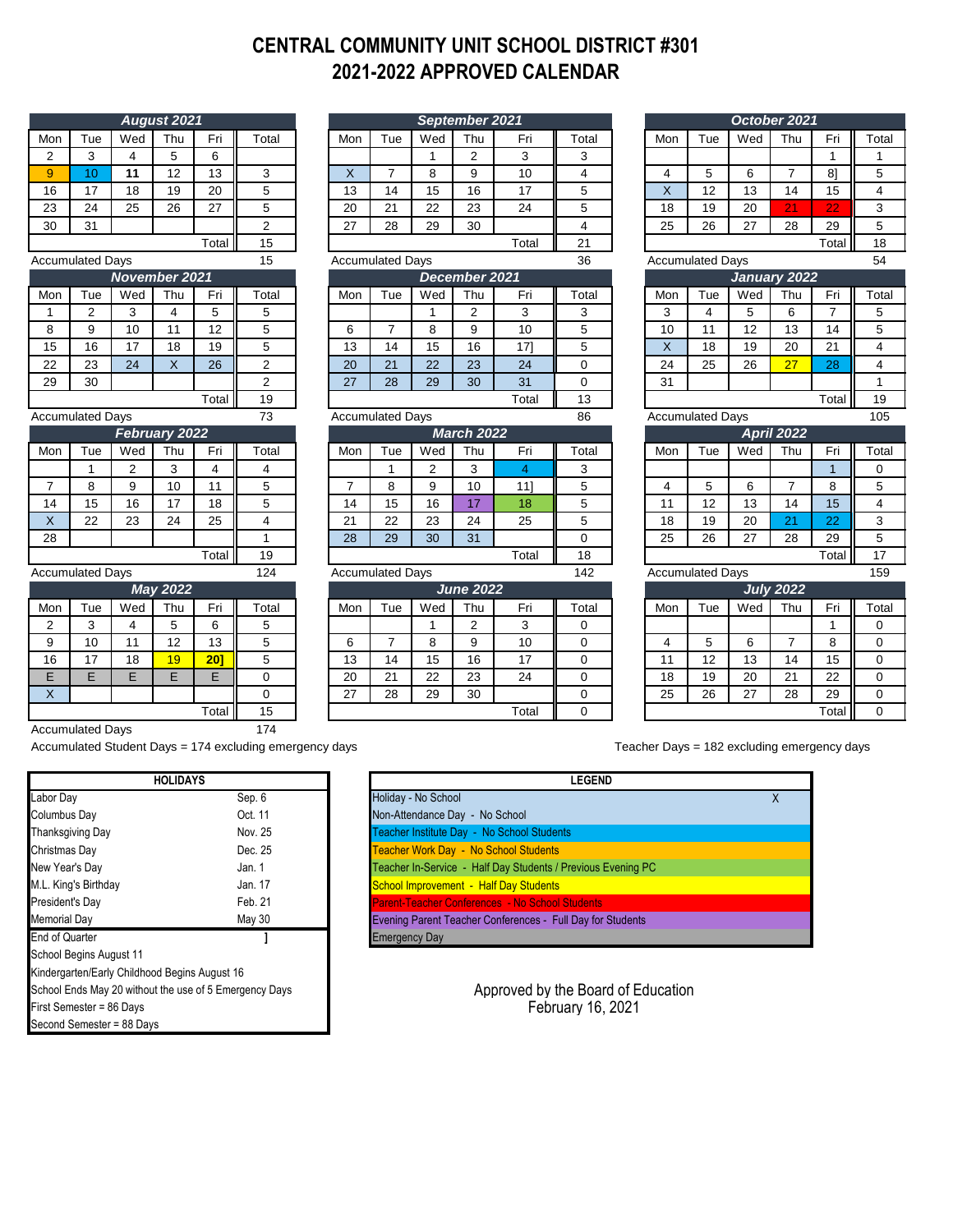# CENTRAL COMMUNITY UNIT SCHOOL DISTRICT #301
# 2021-2022 APPROVED CALENDAR

**August 2021**

| Mon | Tue | Wed | Thu | Fri | Total |
|---|---|---|---|---|---|
| 2 | 3 | 4 | 5 | 6 | |
| 9 | 10 | **11** | 12 | 13 | 3 |
| 16 | 17 | 18 | 19 | 20 | 5 |
| 23 | 24 | 25 | 26 | 27 | 5 |
| 30 | 31 | | | | 2 |
| | | | | Total | 15 |
| Accumulated Days | | | | | 15 |

**September 2021**

| Mon | Tue | Wed | Thu | Fri | Total |
|---|---|---|---|---|---|
| | | 1 | 2 | 3 | 3 |
| X | 7 | 8 | 9 | 10 | 4 |
| 13 | 14 | 15 | 16 | 17 | 5 |
| 20 | 21 | 22 | 23 | 24 | 5 |
| 27 | 28 | 29 | 30 | | 4 |
| | | | | Total | 21 |
| Accumulated Days | | | | | 36 |

**October 2021**

| Mon | Tue | Wed | Thu | Fri | Total |
|---|---|---|---|---|---|
| | | | | 1 | 1 |
| 4 | 5 | 6 | 7 | 8] | 5 |
| X | 12 | 13 | 14 | 15 | 4 |
| 18 | 19 | 20 | 21 | 22 | 3 |
| 25 | 26 | 27 | 28 | 29 | 5 |
| | | | | Total | 18 |
| Accumulated Days | | | | | 54 |

**November 2021**

| Mon | Tue | Wed | Thu | Fri | Total |
|---|---|---|---|---|---|
| 1 | 2 | 3 | 4 | 5 | 5 |
| 8 | 9 | 10 | 11 | 12 | 5 |
| 15 | 16 | 17 | 18 | 19 | 5 |
| 22 | 23 | 24 | X | 26 | 2 |
| 29 | 30 | | | | 2 |
| | | | | Total | 19 |
| Accumulated Days | | | | | 73 |

**December 2021**

| Mon | Tue | Wed | Thu | Fri | Total |
|---|---|---|---|---|---|
| | | 1 | 2 | 3 | 3 |
| 6 | 7 | 8 | 9 | 10 | 5 |
| 13 | 14 | 15 | 16 | 17] | 5 |
| 20 | 21 | 22 | 23 | 24 | 0 |
| 27 | 28 | 29 | 30 | 31 | 0 |
| | | | | Total | 13 |
| Accumulated Days | | | | | 86 |

**January 2022**

| Mon | Tue | Wed | Thu | Fri | Total |
|---|---|---|---|---|---|
| 3 | 4 | 5 | 6 | 7 | 5 |
| 10 | 11 | 12 | 13 | 14 | 5 |
| X | 18 | 19 | 20 | 21 | 4 |
| 24 | 25 | 26 | 27 | 28 | 4 |
| 31 | | | | | 1 |
| | | | | Total | 19 |
| Accumulated Days | | | | | 105 |

**February 2022**

| Mon | Tue | Wed | Thu | Fri | Total |
|---|---|---|---|---|---|
| | 1 | 2 | 3 | 4 | 4 |
| 7 | 8 | 9 | 10 | 11 | 5 |
| 14 | 15 | 16 | 17 | 18 | 5 |
| X | 22 | 23 | 24 | 25 | 4 |
| 28 | | | | | 1 |
| | | | | Total | 19 |
| Accumulated Days | | | | | 124 |

**March 2022**

| Mon | Tue | Wed | Thu | Fri | Total |
|---|---|---|---|---|---|
| | 1 | 2 | 3 | 4 | 3 |
| 7 | 8 | 9 | 10 | 11] | 5 |
| 14 | 15 | 16 | 17 | 18 | 5 |
| 21 | 22 | 23 | 24 | 25 | 5 |
| 28 | 29 | 30 | 31 | | 0 |
| | | | | Total | 18 |
| Accumulated Days | | | | | 142 |

**April 2022**

| Mon | Tue | Wed | Thu | Fri | Total |
|---|---|---|---|---|---|
| | | | | 1 | 0 |
| 4 | 5 | 6 | 7 | 8 | 5 |
| 11 | 12 | 13 | 14 | 15 | 4 |
| 18 | 19 | 20 | 21 | 22 | 3 |
| 25 | 26 | 27 | 28 | 29 | 5 |
| | | | | Total | 17 |
| Accumulated Days | | | | | 159 |

**May 2022**

| Mon | Tue | Wed | Thu | Fri | Total |
|---|---|---|---|---|---|
| 2 | 3 | 4 | 5 | 6 | 5 |
| 9 | 10 | 11 | 12 | 13 | 5 |
| 16 | 17 | 18 | 19 | **20]** | 5 |
| E | E | E | E | E | 0 |
| X | | | | | 0 |
| | | | | Total | 15 |
| Accumulated Days | | | | | 174 |

**June 2022**

| Mon | Tue | Wed | Thu | Fri | Total |
|---|---|---|---|---|---|
| | | 1 | 2 | 3 | 0 |
| 6 | 7 | 8 | 9 | 10 | 0 |
| 13 | 14 | 15 | 16 | 17 | 0 |
| 20 | 21 | 22 | 23 | 24 | 0 |
| 27 | 28 | 29 | 30 | | 0 |
| | | | | Total | 0 |

**July 2022**

| Mon | Tue | Wed | Thu | Fri | Total |
|---|---|---|---|---|---|
| | | | | 1 | 0 |
| 4 | 5 | 6 | 7 | 8 | 0 |
| 11 | 12 | 13 | 14 | 15 | 0 |
| 18 | 19 | 20 | 21 | 22 | 0 |
| 25 | 26 | 27 | 28 | 29 | 0 |
| | | | | Total | 0 |

Accumulated Student Days = 174 excluding emergency days

Teacher Days = 182 excluding emergency days

| HOLIDAYS | |
|---|---|
| Labor Day | Sep. 6 |
| Columbus Day | Oct. 11 |
| Thanksgiving Day | Nov. 25 |
| Christmas Day | Dec. 25 |
| New Year's Day | Jan. 1 |
| M.L. King's Birthday | Jan. 17 |
| President's Day | Feb. 21 |
| Memorial Day | May 30 |
| End of Quarter | ] |
| School Begins August 11 | |
| Kindergarten/Early Childhood Begins August 16 | |
| School Ends May 20 without the use of 5 Emergency Days | |
| First Semester = 86 Days | |
| Second Semester = 88 Days | |

| LEGEND | |
|---|---|
| Holiday - No School | X |
| Non-Attendance Day - No School | |
| Teacher Institute Day - No School Students | |
| Teacher Work Day - No School Students | |
| Teacher In-Service - Half Day Students / Previous Evening PC | |
| School Improvement - Half Day Students | |
| Parent-Teacher Conferences - No School Students | |
| Evening Parent Teacher Conferences - Full Day for Students | |
| Emergency Day | |

Approved by the Board of Education
February 16, 2021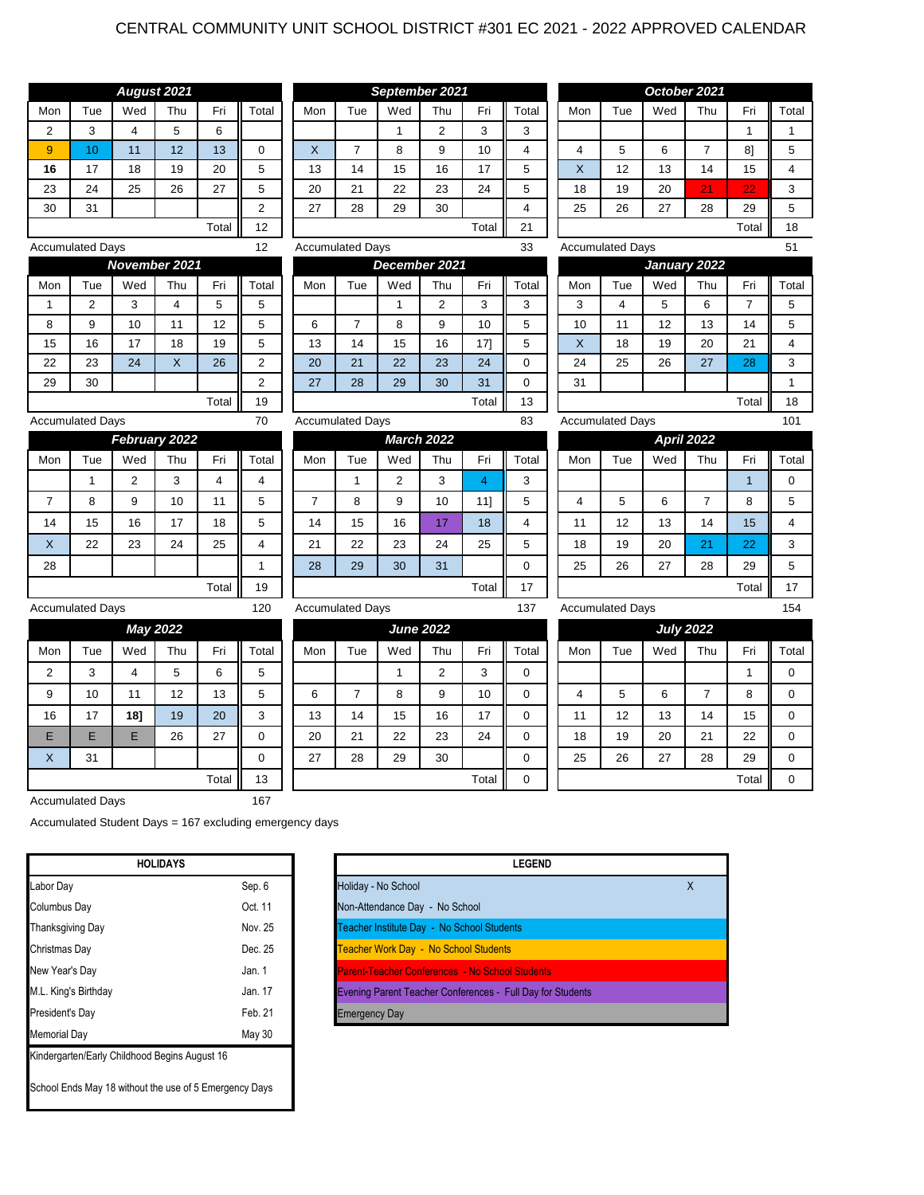# CENTRAL COMMUNITY UNIT SCHOOL DISTRICT #301 EC 2021 - 2022 APPROVED CALENDAR

### August 2021

| Mon | Tue | Wed | Thu | Fri | Total |
|---|---|---|---|---|---|
| 2 | 3 | 4 | 5 | 6 | |
| 9 | 10 | 11 | 12 | 13 | 0 |
| **16** | 17 | 18 | 19 | 20 | 5 |
| 23 | 24 | 25 | 26 | 27 | 5 |
| 30 | 31 | | | | 2 |
| | | | | Total | 12 |

Accumulated Days 12

### September 2021

| Mon | Tue | Wed | Thu | Fri | Total |
|---|---|---|---|---|---|
| | | 1 | 2 | 3 | 3 |
| X | 7 | 8 | 9 | 10 | 4 |
| 13 | 14 | 15 | 16 | 17 | 5 |
| 20 | 21 | 22 | 23 | 24 | 5 |
| 27 | 28 | 29 | 30 | | 4 |
| | | | | Total | 21 |

Accumulated Days 33

### October 2021

| Mon | Tue | Wed | Thu | Fri | Total |
|---|---|---|---|---|---|
| | | | | 1 | 1 |
| 4 | 5 | 6 | 7 | 8] | 5 |
| X | 12 | 13 | 14 | 15 | 4 |
| 18 | 19 | 20 | 21 | 22 | 3 |
| 25 | 26 | 27 | 28 | 29 | 5 |
| | | | | Total | 18 |

Accumulated Days 51

### November 2021

| Mon | Tue | Wed | Thu | Fri | Total |
|---|---|---|---|---|---|
| 1 | 2 | 3 | 4 | 5 | 5 |
| 8 | 9 | 10 | 11 | 12 | 5 |
| 15 | 16 | 17 | 18 | 19 | 5 |
| 22 | 23 | 24 | X | 26 | 2 |
| 29 | 30 | | | | 2 |
| | | | | Total | 19 |

Accumulated Days 70

### December 2021

| Mon | Tue | Wed | Thu | Fri | Total |
|---|---|---|---|---|---|
| | | 1 | 2 | 3 | 3 |
| 6 | 7 | 8 | 9 | 10 | 5 |
| 13 | 14 | 15 | 16 | 17] | 5 |
| 20 | 21 | 22 | 23 | 24 | 0 |
| 27 | 28 | 29 | 30 | 31 | 0 |
| | | | | Total | 13 |

Accumulated Days 83

### January 2022

| Mon | Tue | Wed | Thu | Fri | Total |
|---|---|---|---|---|---|
| 3 | 4 | 5 | 6 | 7 | 5 |
| 10 | 11 | 12 | 13 | 14 | 5 |
| X | 18 | 19 | 20 | 21 | 4 |
| 24 | 25 | 26 | 27 | 28 | 3 |
| 31 | | | | | 1 |
| | | | | Total | 18 |

Accumulated Days 101

### February 2022

| Mon | Tue | Wed | Thu | Fri | Total |
|---|---|---|---|---|---|
| | 1 | 2 | 3 | 4 | 4 |
| 7 | 8 | 9 | 10 | 11 | 5 |
| 14 | 15 | 16 | 17 | 18 | 5 |
| X | 22 | 23 | 24 | 25 | 4 |
| 28 | | | | | 1 |
| | | | | Total | 19 |

Accumulated Days 120

### March 2022

| Mon | Tue | Wed | Thu | Fri | Total |
|---|---|---|---|---|---|
| | 1 | 2 | 3 | 4 | 3 |
| 7 | 8 | 9 | 10 | 11] | 5 |
| 14 | 15 | 16 | 17 | 18 | 4 |
| 21 | 22 | 23 | 24 | 25 | 5 |
| 28 | 29 | 30 | 31 | | 0 |
| | | | | Total | 17 |

Accumulated Days 137

### April 2022

| Mon | Tue | Wed | Thu | Fri | Total |
|---|---|---|---|---|---|
| | | | | 1 | 0 |
| 4 | 5 | 6 | 7 | 8 | 5 |
| 11 | 12 | 13 | 14 | 15 | 4 |
| 18 | 19 | 20 | 21 | 22 | 3 |
| 25 | 26 | 27 | 28 | 29 | 5 |
| | | | | Total | 17 |

Accumulated Days 154

### May 2022

| Mon | Tue | Wed | Thu | Fri | Total |
|---|---|---|---|---|---|
| 2 | 3 | 4 | 5 | 6 | 5 |
| 9 | 10 | 11 | 12 | 13 | 5 |
| 16 | 17 | **18]** | 19 | 20 | 3 |
| E | E | E | 26 | 27 | 0 |
| X | 31 | | | | 0 |
| | | | | Total | 13 |

Accumulated Days 167

### June 2022

| Mon | Tue | Wed | Thu | Fri | Total |
|---|---|---|---|---|---|
| | | 1 | 2 | 3 | 0 |
| 6 | 7 | 8 | 9 | 10 | 0 |
| 13 | 14 | 15 | 16 | 17 | 0 |
| 20 | 21 | 22 | 23 | 24 | 0 |
| 27 | 28 | 29 | 30 | | 0 |
| | | | | Total | 0 |

### July 2022

| Mon | Tue | Wed | Thu | Fri | Total |
|---|---|---|---|---|---|
| | | | | 1 | 0 |
| 4 | 5 | 6 | 7 | 8 | 0 |
| 11 | 12 | 13 | 14 | 15 | 0 |
| 18 | 19 | 20 | 21 | 22 | 0 |
| 25 | 26 | 27 | 28 | 29 | 0 |
| | | | | Total | 0 |

Accumulated Student Days = 167 excluding emergency days

| HOLIDAYS | |
|---|---|
| Labor Day | Sep. 6 |
| Columbus Day | Oct. 11 |
| Thanksgiving Day | Nov. 25 |
| Christmas Day | Dec. 25 |
| New Year's Day | Jan. 1 |
| M.L. King's Birthday | Jan. 17 |
| President's Day | Feb. 21 |
| Memorial Day | May 30 |
| Kindergarten/Early Childhood Begins August 16 | |
| School Ends May 18 without the use of 5 Emergency Days | |

| LEGEND | |
|---|---|
| Holiday - No School | X |
| Non-Attendance Day - No School | |
| Teacher Institute Day - No School Students | |
| Teacher Work Day - No School Students | |
| Parent-Teacher Conferences - No School Students | |
| Evening Parent Teacher Conferences - Full Day for Students | |
| Emergency Day | |